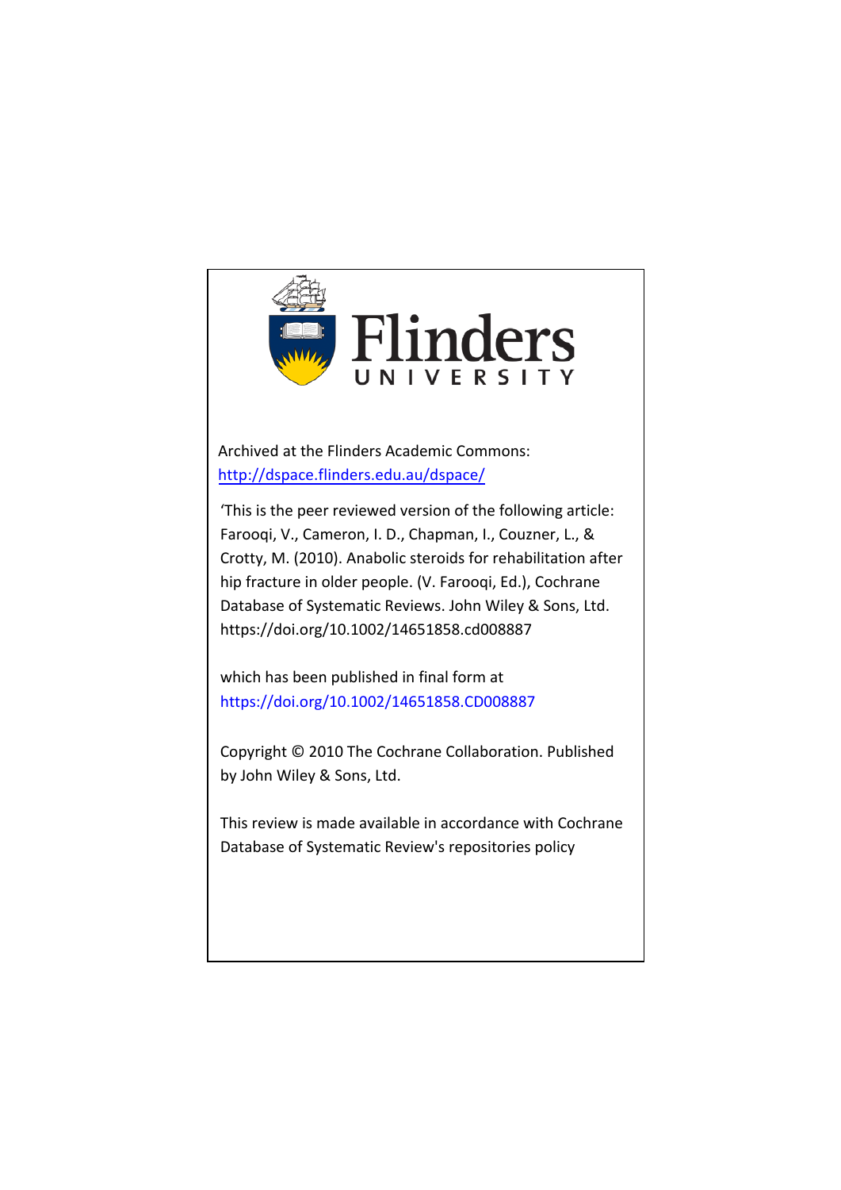Flinders UNIVERSITY

Archived at the Flinders Academic Commons:
http://dspace.flinders.edu.au/dspace/

'This is the peer reviewed version of the following article: Farooqi, V., Cameron, I. D., Chapman, I., Couzner, L., & Crotty, M. (2010). Anabolic steroids for rehabilitation after hip fracture in older people. (V. Farooqi, Ed.), Cochrane Database of Systematic Reviews. John Wiley & Sons, Ltd. https://doi.org/10.1002/14651858.cd008887

which has been published in final form at
https://doi.org/10.1002/14651858.CD008887

Copyright © 2010 The Cochrane Collaboration. Published by John Wiley & Sons, Ltd.

This review is made available in accordance with Cochrane Database of Systematic Review's repositories policy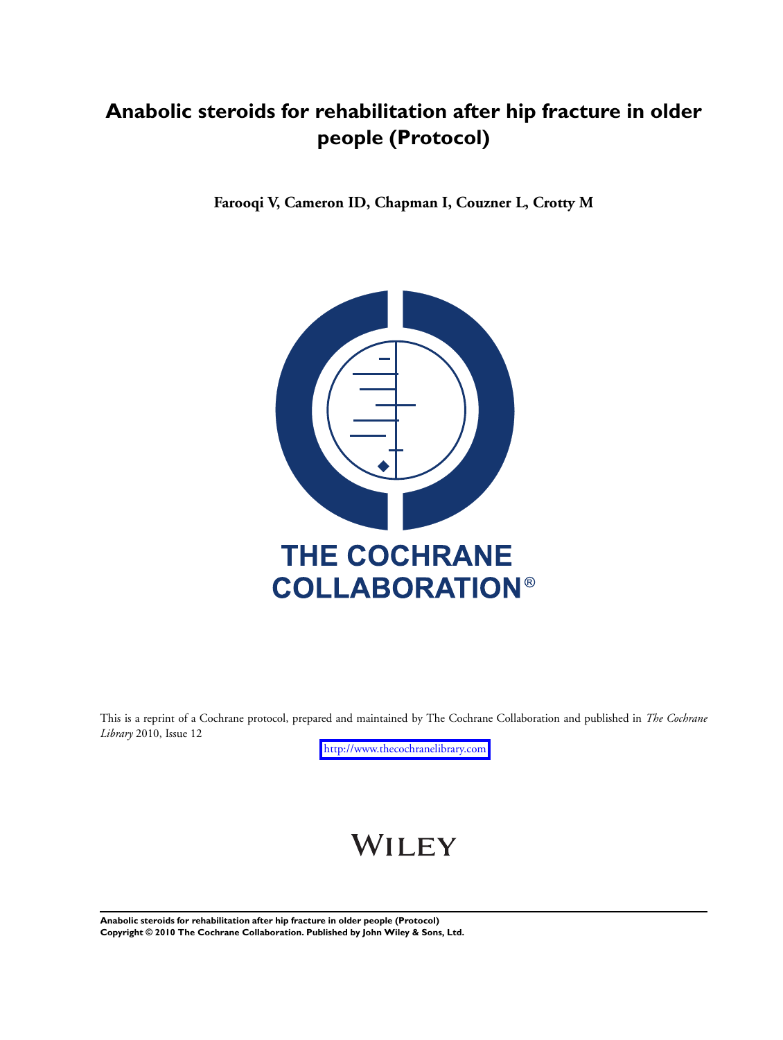# Anabolic steroids for rehabilitation after hip fracture in older people (Protocol)

**Farooqi V, Cameron ID, Chapman I, Couzner L, Crotty M**

THE COCHRANE COLLABORATION®

This is a reprint of a Cochrane protocol, prepared and maintained by The Cochrane Collaboration and published in *The Cochrane Library* 2010, Issue 12

http://www.thecochranelibrary.com

WILEY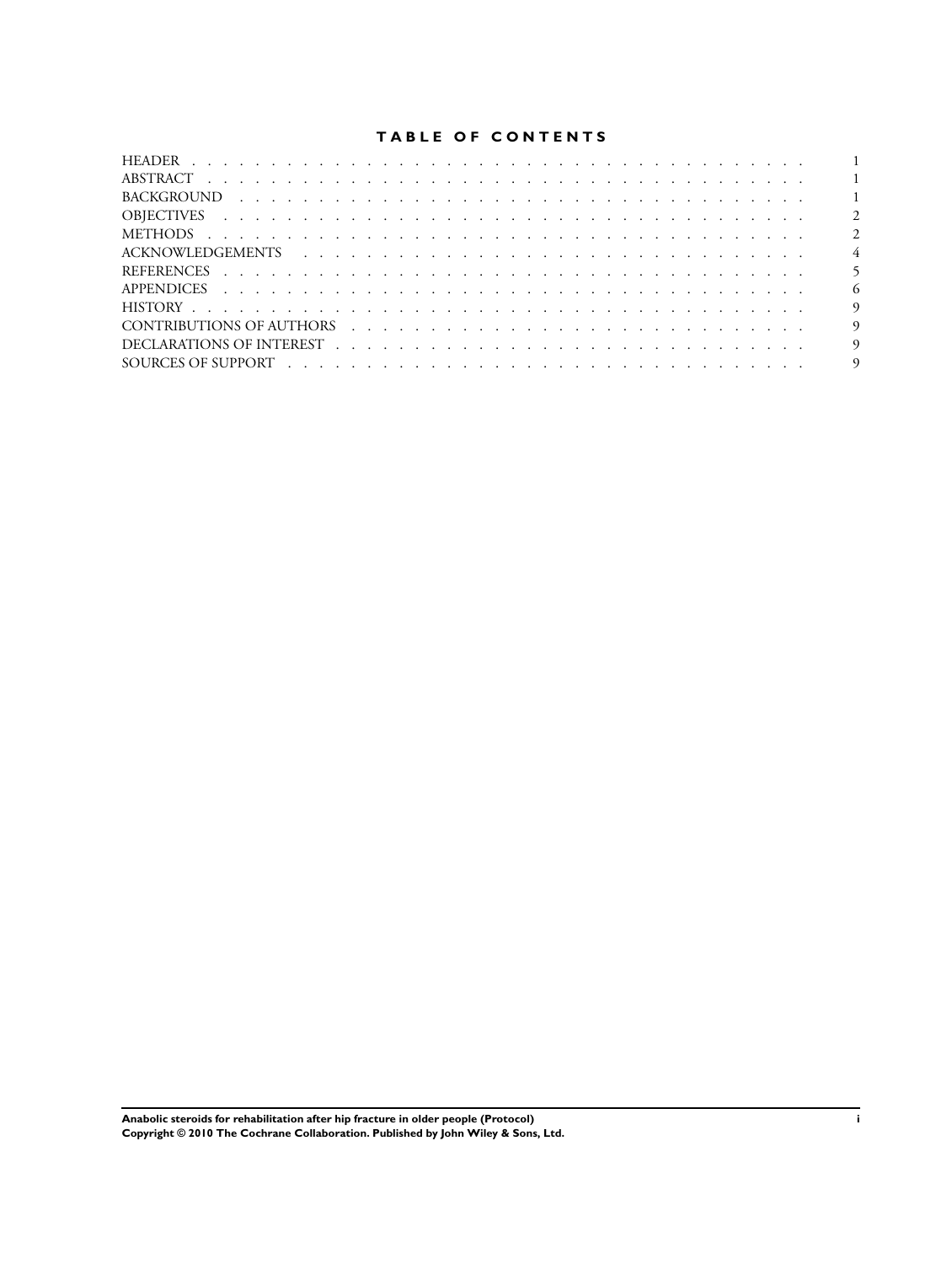# TABLE OF CONTENTS

| | |
|---|---|
| HEADER | 1 |
| ABSTRACT | 1 |
| BACKGROUND | 1 |
| OBJECTIVES | 2 |
| METHODS | 2 |
| ACKNOWLEDGEMENTS | 4 |
| REFERENCES | 5 |
| APPENDICES | 6 |
| HISTORY | 9 |
| CONTRIBUTIONS OF AUTHORS | 9 |
| DECLARATIONS OF INTEREST | 9 |
| SOURCES OF SUPPORT | 9 |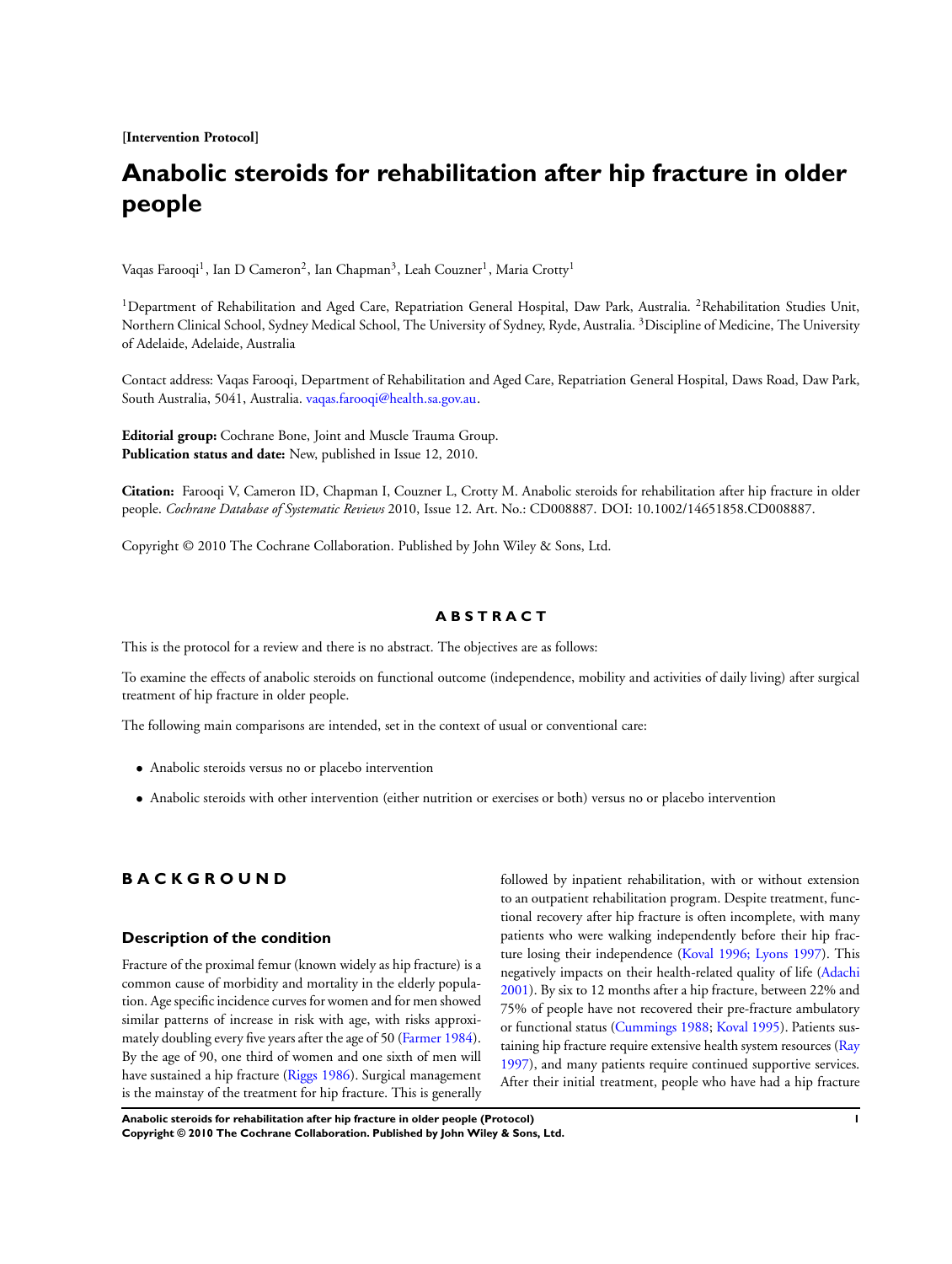**[Intervention Protocol]**

# Anabolic steroids for rehabilitation after hip fracture in older people

Vaqas Farooqi[1], Ian D Cameron[2], Ian Chapman[3], Leah Couzner[1], Maria Crotty[1]

[1]Department of Rehabilitation and Aged Care, Repatriation General Hospital, Daw Park, Australia. [2]Rehabilitation Studies Unit, Northern Clinical School, Sydney Medical School, The University of Sydney, Ryde, Australia. [3]Discipline of Medicine, The University of Adelaide, Adelaide, Australia

Contact address: Vaqas Farooqi, Department of Rehabilitation and Aged Care, Repatriation General Hospital, Daws Road, Daw Park, South Australia, 5041, Australia. vaqas.farooqi@health.sa.gov.au.

**Editorial group:** Cochrane Bone, Joint and Muscle Trauma Group.
**Publication status and date:** New, published in Issue 12, 2010.

**Citation:** Farooqi V, Cameron ID, Chapman I, Couzner L, Crotty M. Anabolic steroids for rehabilitation after hip fracture in older people. *Cochrane Database of Systematic Reviews* 2010, Issue 12. Art. No.: CD008887. DOI: 10.1002/14651858.CD008887.

Copyright © 2010 The Cochrane Collaboration. Published by John Wiley & Sons, Ltd.

## ABSTRACT

This is the protocol for a review and there is no abstract. The objectives are as follows:

To examine the effects of anabolic steroids on functional outcome (independence, mobility and activities of daily living) after surgical treatment of hip fracture in older people.

The following main comparisons are intended, set in the context of usual or conventional care:

- Anabolic steroids versus no or placebo intervention
- Anabolic steroids with other intervention (either nutrition or exercises or both) versus no or placebo intervention

## BACKGROUND

### Description of the condition

Fracture of the proximal femur (known widely as hip fracture) is a common cause of morbidity and mortality in the elderly population. Age specific incidence curves for women and for men showed similar patterns of increase in risk with age, with risks approximately doubling every five years after the age of 50 (Farmer 1984). By the age of 90, one third of women and one sixth of men will have sustained a hip fracture (Riggs 1986). Surgical management is the mainstay of the treatment for hip fracture. This is generally followed by inpatient rehabilitation, with or without extension to an outpatient rehabilitation program. Despite treatment, functional recovery after hip fracture is often incomplete, with many patients who were walking independently before their hip fracture losing their independence (Koval 1996; Lyons 1997). This negatively impacts on their health-related quality of life (Adachi 2001). By six to 12 months after a hip fracture, between 22% and 75% of people have not recovered their pre-fracture ambulatory or functional status (Cummings 1988; Koval 1995). Patients sustaining hip fracture require extensive health system resources (Ray 1997), and many patients require continued supportive services. After their initial treatment, people who have had a hip fracture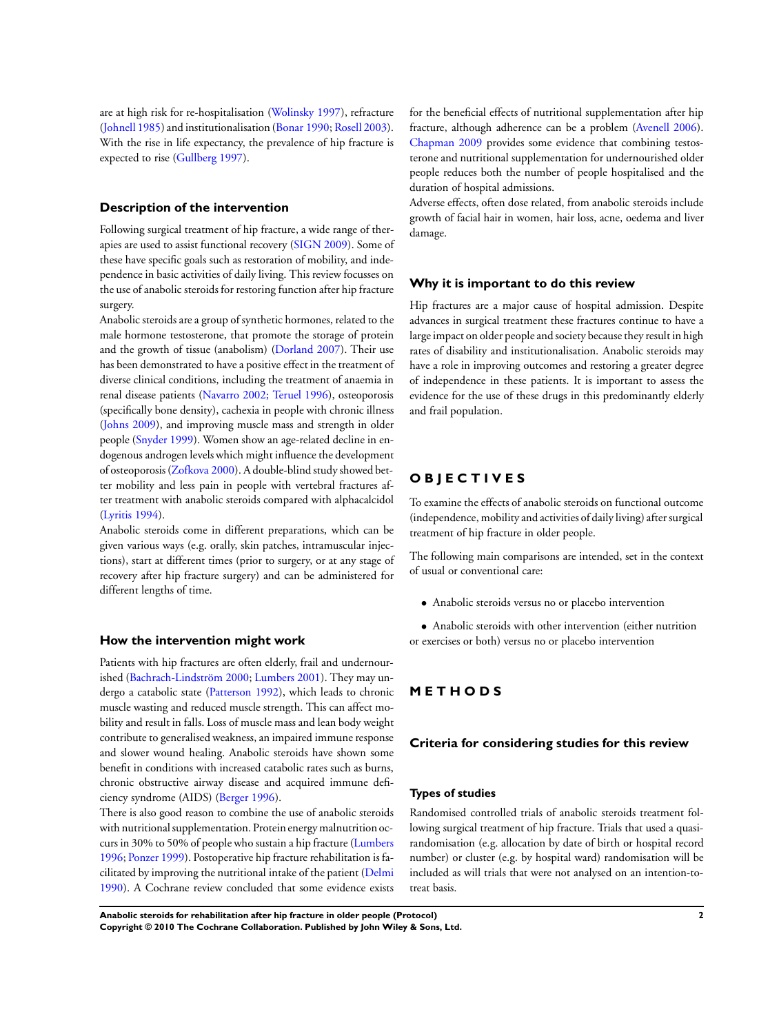are at high risk for re-hospitalisation (Wolinsky 1997), refracture (Johnell 1985) and institutionalisation (Bonar 1990; Rosell 2003). With the rise in life expectancy, the prevalence of hip fracture is expected to rise (Gullberg 1997).

### Description of the intervention

Following surgical treatment of hip fracture, a wide range of therapies are used to assist functional recovery (SIGN 2009). Some of these have specific goals such as restoration of mobility, and independence in basic activities of daily living. This review focusses on the use of anabolic steroids for restoring function after hip fracture surgery.

Anabolic steroids are a group of synthetic hormones, related to the male hormone testosterone, that promote the storage of protein and the growth of tissue (anabolism) (Dorland 2007). Their use has been demonstrated to have a positive effect in the treatment of diverse clinical conditions, including the treatment of anaemia in renal disease patients (Navarro 2002; Teruel 1996), osteoporosis (specifically bone density), cachexia in people with chronic illness (Johns 2009), and improving muscle mass and strength in older people (Snyder 1999). Women show an age-related decline in endogenous androgen levels which might influence the development of osteoporosis (Zofkova 2000). A double-blind study showed better mobility and less pain in people with vertebral fractures after treatment with anabolic steroids compared with alphacalcidol (Lyritis 1994).

Anabolic steroids come in different preparations, which can be given various ways (e.g. orally, skin patches, intramuscular injections), start at different times (prior to surgery, or at any stage of recovery after hip fracture surgery) and can be administered for different lengths of time.

### How the intervention might work

Patients with hip fractures are often elderly, frail and undernourished (Bachrach-Lindström 2000; Lumbers 2001). They may undergo a catabolic state (Patterson 1992), which leads to chronic muscle wasting and reduced muscle strength. This can affect mobility and result in falls. Loss of muscle mass and lean body weight contribute to generalised weakness, an impaired immune response and slower wound healing. Anabolic steroids have shown some benefit in conditions with increased catabolic rates such as burns, chronic obstructive airway disease and acquired immune deficiency syndrome (AIDS) (Berger 1996).

There is also good reason to combine the use of anabolic steroids with nutritional supplementation. Protein energy malnutrition occurs in 30% to 50% of people who sustain a hip fracture (Lumbers 1996; Ponzer 1999). Postoperative hip fracture rehabilitation is facilitated by improving the nutritional intake of the patient (Delmi 1990). A Cochrane review concluded that some evidence exists for the beneficial effects of nutritional supplementation after hip fracture, although adherence can be a problem (Avenell 2006). Chapman 2009 provides some evidence that combining testosterone and nutritional supplementation for undernourished older people reduces both the number of people hospitalised and the duration of hospital admissions.

Adverse effects, often dose related, from anabolic steroids include growth of facial hair in women, hair loss, acne, oedema and liver damage.

### Why it is important to do this review

Hip fractures are a major cause of hospital admission. Despite advances in surgical treatment these fractures continue to have a large impact on older people and society because they result in high rates of disability and institutionalisation. Anabolic steroids may have a role in improving outcomes and restoring a greater degree of independence in these patients. It is important to assess the evidence for the use of these drugs in this predominantly elderly and frail population.

## OBJECTIVES

To examine the effects of anabolic steroids on functional outcome (independence, mobility and activities of daily living) after surgical treatment of hip fracture in older people.

The following main comparisons are intended, set in the context of usual or conventional care:

- Anabolic steroids versus no or placebo intervention
- Anabolic steroids with other intervention (either nutrition or exercises or both) versus no or placebo intervention

## METHODS

### Criteria for considering studies for this review

#### Types of studies

Randomised controlled trials of anabolic steroids treatment following surgical treatment of hip fracture. Trials that used a quasi-randomisation (e.g. allocation by date of birth or hospital record number) or cluster (e.g. by hospital ward) randomisation will be included as will trials that were not analysed on an intention-to-treat basis.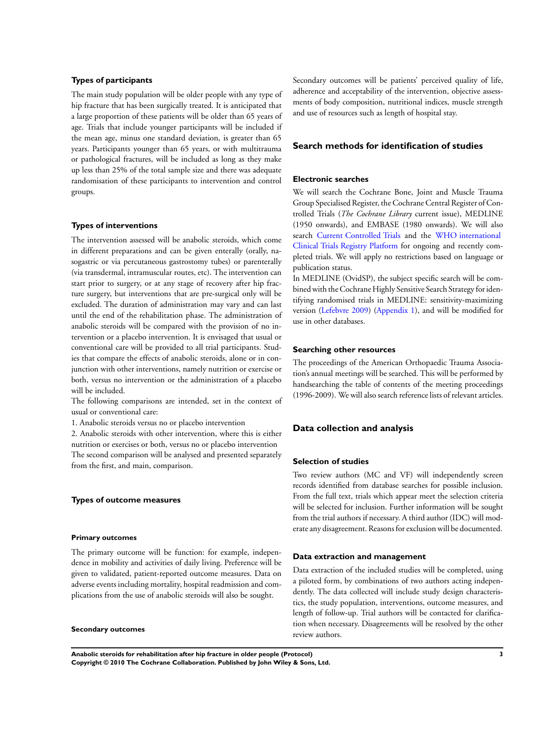### Types of participants

The main study population will be older people with any type of hip fracture that has been surgically treated. It is anticipated that a large proportion of these patients will be older than 65 years of age. Trials that include younger participants will be included if the mean age, minus one standard deviation, is greater than 65 years. Participants younger than 65 years, or with multitrauma or pathological fractures, will be included as long as they make up less than 25% of the total sample size and there was adequate randomisation of these participants to intervention and control groups.

### Types of interventions

The intervention assessed will be anabolic steroids, which come in different preparations and can be given enterally (orally, nasogastric or via percutaneous gastrostomy tubes) or parenterally (via transdermal, intramuscular routes, etc). The intervention can start prior to surgery, or at any stage of recovery after hip fracture surgery, but interventions that are pre-surgical only will be excluded. The duration of administration may vary and can last until the end of the rehabilitation phase. The administration of anabolic steroids will be compared with the provision of no intervention or a placebo intervention. It is envisaged that usual or conventional care will be provided to all trial participants. Studies that compare the effects of anabolic steroids, alone or in conjunction with other interventions, namely nutrition or exercise or both, versus no intervention or the administration of a placebo will be included.

The following comparisons are intended, set in the context of usual or conventional care:

1. Anabolic steroids versus no or placebo intervention
2. Anabolic steroids with other intervention, where this is either nutrition or exercises or both, versus no or placebo intervention

The second comparison will be analysed and presented separately from the first, and main, comparison.

### Types of outcome measures

#### Primary outcomes

The primary outcome will be function: for example, independence in mobility and activities of daily living. Preference will be given to validated, patient-reported outcome measures. Data on adverse events including mortality, hospital readmission and complications from the use of anabolic steroids will also be sought.

#### Secondary outcomes

Secondary outcomes will be patients' perceived quality of life, adherence and acceptability of the intervention, objective assessments of body composition, nutritional indices, muscle strength and use of resources such as length of hospital stay.

## Search methods for identification of studies

### Electronic searches

We will search the Cochrane Bone, Joint and Muscle Trauma Group Specialised Register, the Cochrane Central Register of Controlled Trials (*The Cochrane Library* current issue), MEDLINE (1950 onwards), and EMBASE (1980 onwards). We will also search Current Controlled Trials and the WHO international Clinical Trials Registry Platform for ongoing and recently completed trials. We will apply no restrictions based on language or publication status.

In MEDLINE (OvidSP), the subject specific search will be combined with the Cochrane Highly Sensitive Search Strategy for identifying randomised trials in MEDLINE: sensitivity-maximizing version (Lefebvre 2009) (Appendix 1), and will be modified for use in other databases.

### Searching other resources

The proceedings of the American Orthopaedic Trauma Association's annual meetings will be searched. This will be performed by handsearching the table of contents of the meeting proceedings (1996-2009). We will also search reference lists of relevant articles.

## Data collection and analysis

### Selection of studies

Two review authors (MC and VF) will independently screen records identified from database searches for possible inclusion. From the full text, trials which appear meet the selection criteria will be selected for inclusion. Further information will be sought from the trial authors if necessary. A third author (IDC) will moderate any disagreement. Reasons for exclusion will be documented.

### Data extraction and management

Data extraction of the included studies will be completed, using a piloted form, by combinations of two authors acting independently. The data collected will include study design characteristics, the study population, interventions, outcome measures, and length of follow-up. Trial authors will be contacted for clarification when necessary. Disagreements will be resolved by the other review authors.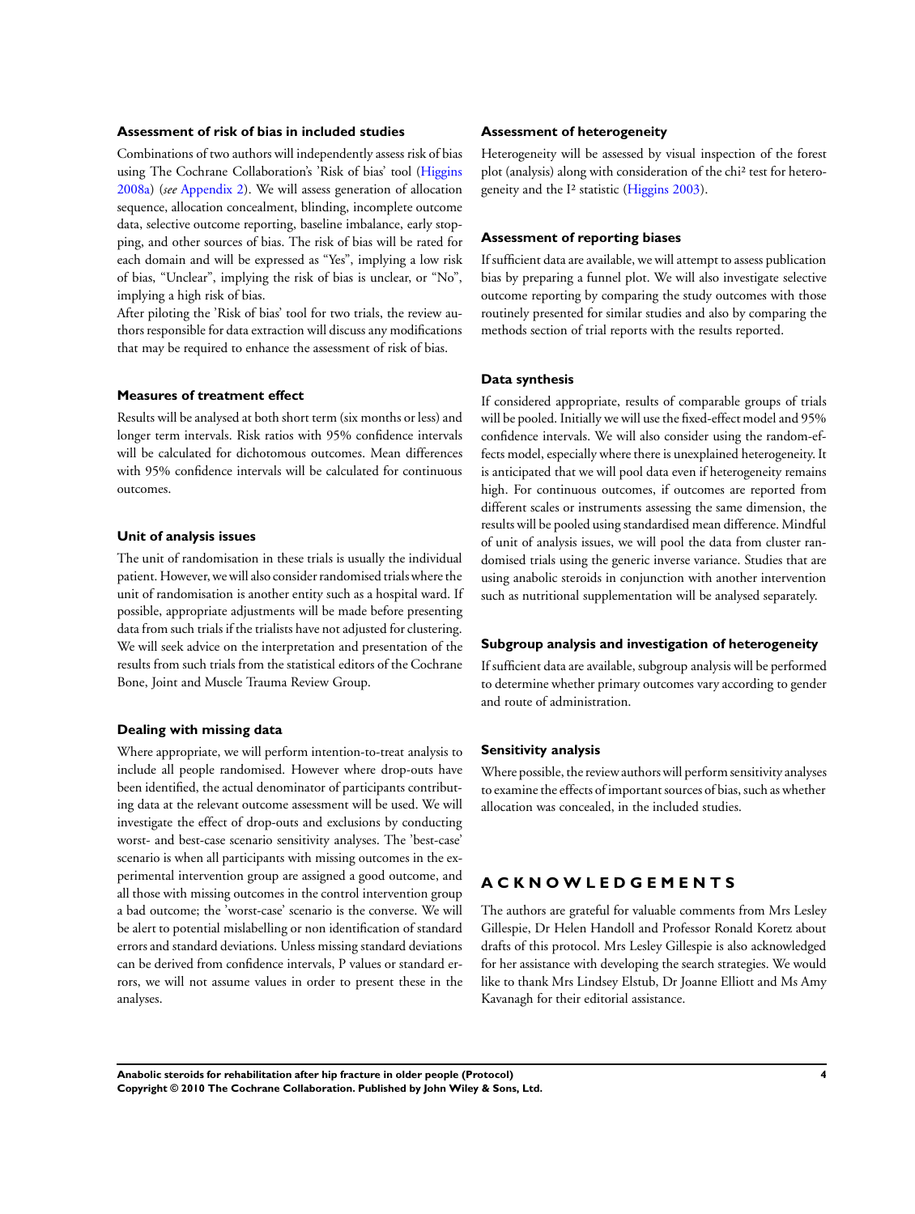### Assessment of risk of bias in included studies

Combinations of two authors will independently assess risk of bias using The Cochrane Collaboration's 'Risk of bias' tool (Higgins 2008a) (*see* Appendix 2). We will assess generation of allocation sequence, allocation concealment, blinding, incomplete outcome data, selective outcome reporting, baseline imbalance, early stopping, and other sources of bias. The risk of bias will be rated for each domain and will be expressed as "Yes", implying a low risk of bias, "Unclear", implying the risk of bias is unclear, or "No", implying a high risk of bias.

After piloting the 'Risk of bias' tool for two trials, the review authors responsible for data extraction will discuss any modifications that may be required to enhance the assessment of risk of bias.

### Measures of treatment effect

Results will be analysed at both short term (six months or less) and longer term intervals. Risk ratios with 95% confidence intervals will be calculated for dichotomous outcomes. Mean differences with 95% confidence intervals will be calculated for continuous outcomes.

### Unit of analysis issues

The unit of randomisation in these trials is usually the individual patient. However, we will also consider randomised trials where the unit of randomisation is another entity such as a hospital ward. If possible, appropriate adjustments will be made before presenting data from such trials if the trialists have not adjusted for clustering. We will seek advice on the interpretation and presentation of the results from such trials from the statistical editors of the Cochrane Bone, Joint and Muscle Trauma Review Group.

### Dealing with missing data

Where appropriate, we will perform intention-to-treat analysis to include all people randomised. However where drop-outs have been identified, the actual denominator of participants contributing data at the relevant outcome assessment will be used. We will investigate the effect of drop-outs and exclusions by conducting worst- and best-case scenario sensitivity analyses. The 'best-case' scenario is when all participants with missing outcomes in the experimental intervention group are assigned a good outcome, and all those with missing outcomes in the control intervention group a bad outcome; the 'worst-case' scenario is the converse. We will be alert to potential mislabelling or non identification of standard errors and standard deviations. Unless missing standard deviations can be derived from confidence intervals, P values or standard errors, we will not assume values in order to present these in the analyses.

### Assessment of heterogeneity

Heterogeneity will be assessed by visual inspection of the forest plot (analysis) along with consideration of the chi$^2$ test for heterogeneity and the I$^2$ statistic (Higgins 2003).

### Assessment of reporting biases

If sufficient data are available, we will attempt to assess publication bias by preparing a funnel plot. We will also investigate selective outcome reporting by comparing the study outcomes with those routinely presented for similar studies and also by comparing the methods section of trial reports with the results reported.

### Data synthesis

If considered appropriate, results of comparable groups of trials will be pooled. Initially we will use the fixed-effect model and 95% confidence intervals. We will also consider using the random-effects model, especially where there is unexplained heterogeneity. It is anticipated that we will pool data even if heterogeneity remains high. For continuous outcomes, if outcomes are reported from different scales or instruments assessing the same dimension, the results will be pooled using standardised mean difference. Mindful of unit of analysis issues, we will pool the data from cluster randomised trials using the generic inverse variance. Studies that are using anabolic steroids in conjunction with another intervention such as nutritional supplementation will be analysed separately.

### Subgroup analysis and investigation of heterogeneity

If sufficient data are available, subgroup analysis will be performed to determine whether primary outcomes vary according to gender and route of administration.

### Sensitivity analysis

Where possible, the review authors will perform sensitivity analyses to examine the effects of important sources of bias, such as whether allocation was concealed, in the included studies.

# ACKNOWLEDGEMENTS

The authors are grateful for valuable comments from Mrs Lesley Gillespie, Dr Helen Handoll and Professor Ronald Koretz about drafts of this protocol. Mrs Lesley Gillespie is also acknowledged for her assistance with developing the search strategies. We would like to thank Mrs Lindsey Elstub, Dr Joanne Elliott and Ms Amy Kavanagh for their editorial assistance.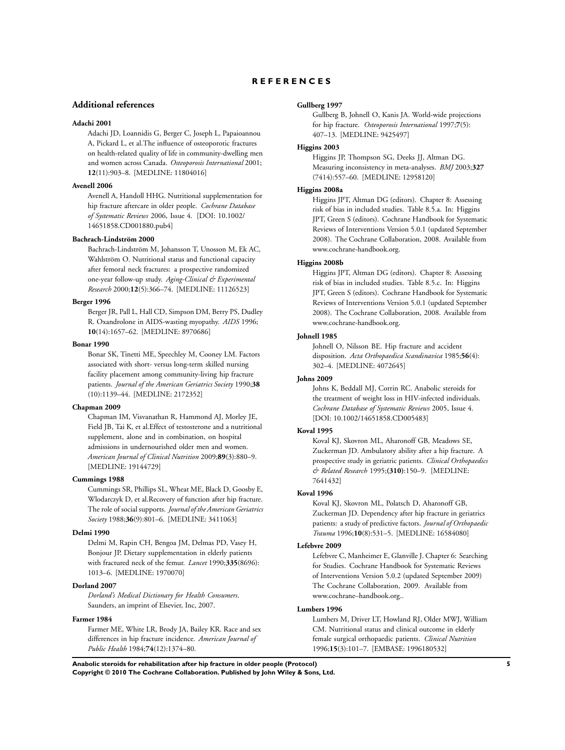# REFERENCES

## Additional references

**Adachi 2001**

Adachi JD, Loannidis G, Berger C, Joseph L, Papaioannou A, Pickard L, et al.The influence of osteoporotic fractures on health-related quality of life in community-dwelling men and women across Canada. *Osteoporosis International* 2001; **12**(11):903–8. [MEDLINE: 11804016]

**Avenell 2006**

Avenell A, Handoll HHG. Nutritional supplementation for hip fracture aftercare in older people. *Cochrane Database of Systematic Reviews* 2006, Issue 4. [DOI: 10.1002/14651858.CD001880.pub4]

**Bachrach-Lindström 2000**

Bachrach-Lindström M, Johansson T, Unosson M, Ek AC, Wahlström O. Nutritional status and functional capacity after femoral neck fractures: a prospective randomized one-year follow-up study. *Aging-Clinical & Experimental Research* 2000;**12**(5):366–74. [MEDLINE: 11126523]

**Berger 1996**

Berger JR, Pall L, Hall CD, Simpson DM, Berry PS, Dudley R. Oxandrolone in AIDS-wasting myopathy. *AIDS* 1996; **10**(14):1657–62. [MEDLINE: 8970686]

**Bonar 1990**

Bonar SK, Tinetti ME, Speechley M, Cooney LM. Factors associated with short- versus long-term skilled nursing facility placement among community-living hip fracture patients. *Journal of the American Geriatrics Society* 1990;**38** (10):1139–44. [MEDLINE: 2172352]

**Chapman 2009**

Chapman IM, Visvanathan R, Hammond AJ, Morley JE, Field JB, Tai K, et al.Effect of testosterone and a nutritional supplement, alone and in combination, on hospital admissions in undernourished older men and women. *American Journal of Clinical Nutrition* 2009;**89**(3):880–9. [MEDLINE: 19144729]

**Cummings 1988**

Cummings SR, Phillips SL, Wheat ME, Black D, Goosby E, Wlodarczyk D, et al.Recovery of function after hip fracture. The role of social supports. *Journal of the American Geriatrics Society* 1988;**36**(9):801–6. [MEDLINE: 3411063]

**Delmi 1990**

Delmi M, Rapin CH, Bengoa JM, Delmas PD, Vasey H, Bonjour JP. Dietary supplementation in elderly patients with fractured neck of the femur. *Lancet* 1990;**335**(8696): 1013–6. [MEDLINE: 1970070]

**Dorland 2007**

*Dorland's Medical Dictionary for Health Consumers*. Saunders, an imprint of Elsevier, Inc, 2007.

**Farmer 1984**

Farmer ME, White LR, Brody JA, Bailey KR. Race and sex differences in hip fracture incidence. *American Journal of Public Health* 1984;**74**(12):1374–80.

**Gullberg 1997**

Gullberg B, Johnell O, Kanis JA. World-wide projections for hip fracture. *Osteoporosis International* 1997;**7**(5): 407–13. [MEDLINE: 9425497]

**Higgins 2003**

Higgins JP, Thompson SG, Deeks JJ, Altman DG. Measuring inconsistency in meta-analyses. *BMJ* 2003;**327** (7414):557–60. [MEDLINE: 12958120]

**Higgins 2008a**

Higgins JPT, Altman DG (editors). Chapter 8: Assessing risk of bias in included studies. Table 8.5.a. In: Higgins JPT, Green S (editors). Cochrane Handbook for Systematic Reviews of Interventions Version 5.0.1 (updated September 2008). The Cochrane Collaboration, 2008. Available from www.cochrane-handbook.org.

**Higgins 2008b**

Higgins JPT, Altman DG (editors). Chapter 8: Assessing risk of bias in included studies. Table 8.5.c. In: Higgins JPT, Green S (editors). Cochrane Handbook for Systematic Reviews of Interventions Version 5.0.1 (updated September 2008). The Cochrane Collaboration, 2008. Available from www.cochrane-handbook.org.

**Johnell 1985**

Johnell O, Nilsson BE. Hip fracture and accident disposition. *Acta Orthopaedica Scandinavica* 1985;**56**(4): 302–4. [MEDLINE: 4072645]

**Johns 2009**

Johns K, Beddall MJ, Corrin RC. Anabolic steroids for the treatment of weight loss in HIV-infected individuals. *Cochrane Database of Systematic Reviews* 2005, Issue 4. [DOI: 10.1002/14651858.CD005483]

**Koval 1995**

Koval KJ, Skovron ML, Aharonoff GB, Meadows SE, Zuckerman JD. Ambulatory ability after a hip fracture. A prospective study in geriatric patients. *Clinical Orthopaedics & Related Research* 1995;**(310)**:150–9. [MEDLINE: 7641432]

**Koval 1996**

Koval KJ, Skovron ML, Polatsch D, Aharonoff GB, Zuckerman JD. Dependency after hip fracture in geriatrics patients: a study of predictive factors. *Journal of Orthopaedic Trauma* 1996;**10**(8):531–5. [MEDLINE: 16584080]

**Lefebvre 2009**

Lefebvre C, Manheimer E, Glanville J. Chapter 6: Searching for Studies. Cochrane Handbook for Systematic Reviews of Interventions Version 5.0.2 (updated September 2009) The Cochrane Collaboration, 2009. Available from www.cochrane–handbook.org..

**Lumbers 1996**

Lumbers M, Driver LT, Howland RJ, Older MWJ, William CM. Nutritional status and clinical outcome in elderly female surgical orthopaedic patients. *Clinical Nutrition* 1996;**15**(3):101–7. [EMBASE: 1996180532]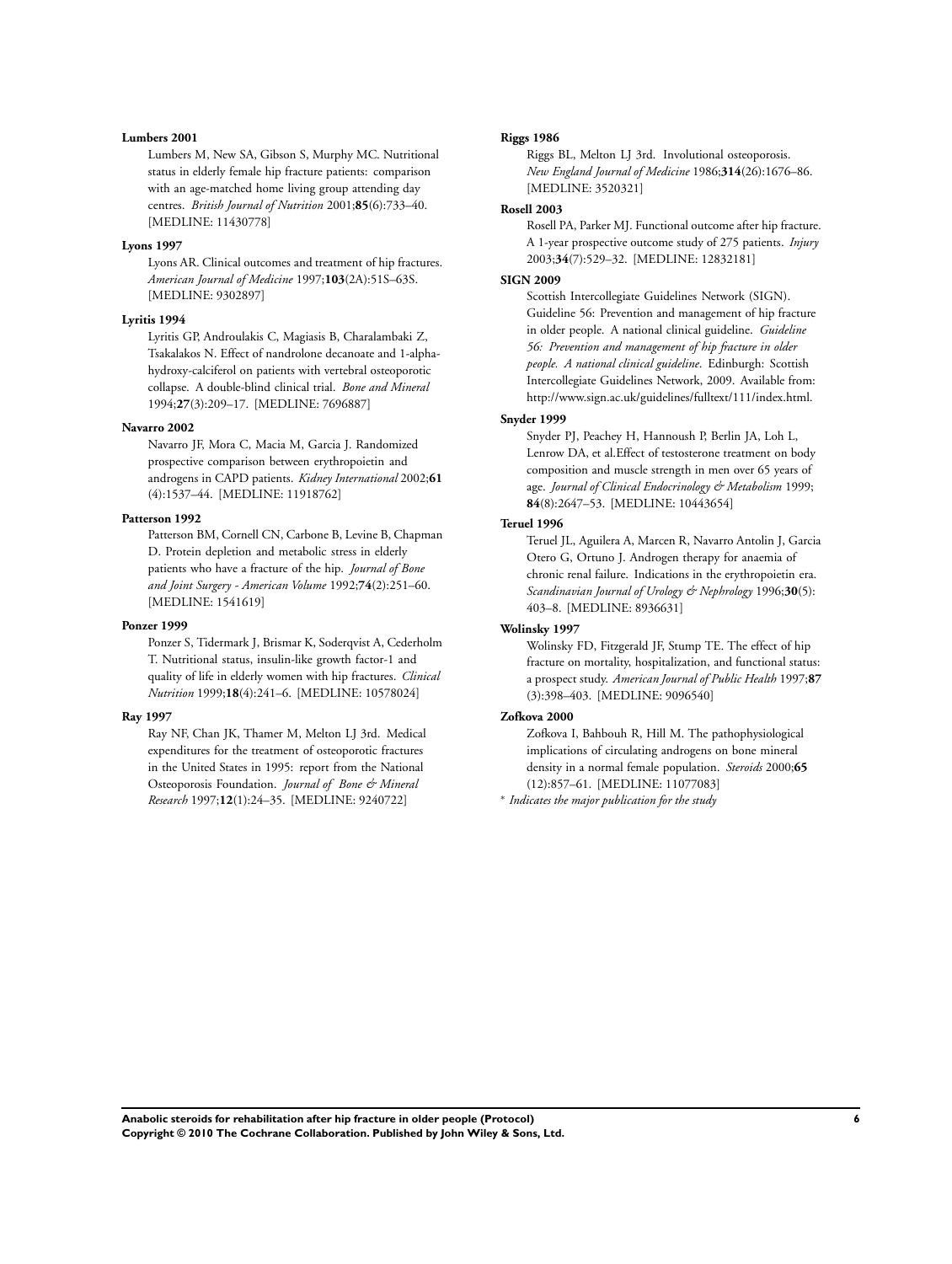**Lumbers 2001**

Lumbers M, New SA, Gibson S, Murphy MC. Nutritional status in elderly female hip fracture patients: comparison with an age-matched home living group attending day centres. *British Journal of Nutrition* 2001;**85**(6):733–40. [MEDLINE: 11430778]

**Lyons 1997**

Lyons AR. Clinical outcomes and treatment of hip fractures. *American Journal of Medicine* 1997;**103**(2A):51S–63S. [MEDLINE: 9302897]

**Lyritis 1994**

Lyritis GP, Androulakis C, Magiasis B, Charalambaki Z, Tsakalakos N. Effect of nandrolone decanoate and 1-alpha-hydroxy-calciferol on patients with vertebral osteoporotic collapse. A double-blind clinical trial. *Bone and Mineral* 1994;**27**(3):209–17. [MEDLINE: 7696887]

**Navarro 2002**

Navarro JF, Mora C, Macia M, Garcia J. Randomized prospective comparison between erythropoietin and androgens in CAPD patients. *Kidney International* 2002;**61**(4):1537–44. [MEDLINE: 11918762]

**Patterson 1992**

Patterson BM, Cornell CN, Carbone B, Levine B, Chapman D. Protein depletion and metabolic stress in elderly patients who have a fracture of the hip. *Journal of Bone and Joint Surgery - American Volume* 1992;**74**(2):251–60. [MEDLINE: 1541619]

**Ponzer 1999**

Ponzer S, Tidermark J, Brismar K, Soderqvist A, Cederholm T. Nutritional status, insulin-like growth factor-1 and quality of life in elderly women with hip fractures. *Clinical Nutrition* 1999;**18**(4):241–6. [MEDLINE: 10578024]

**Ray 1997**

Ray NF, Chan JK, Thamer M, Melton LJ 3rd. Medical expenditures for the treatment of osteoporotic fractures in the United States in 1995: report from the National Osteoporosis Foundation. *Journal of Bone & Mineral Research* 1997;**12**(1):24–35. [MEDLINE: 9240722]

**Riggs 1986**

Riggs BL, Melton LJ 3rd. Involutional osteoporosis. *New England Journal of Medicine* 1986;**314**(26):1676–86. [MEDLINE: 3520321]

**Rosell 2003**

Rosell PA, Parker MJ. Functional outcome after hip fracture. A 1-year prospective outcome study of 275 patients. *Injury* 2003;**34**(7):529–32. [MEDLINE: 12832181]

**SIGN 2009**

Scottish Intercollegiate Guidelines Network (SIGN). Guideline 56: Prevention and management of hip fracture in older people. A national clinical guideline. *Guideline 56: Prevention and management of hip fracture in older people. A national clinical guideline*. Edinburgh: Scottish Intercollegiate Guidelines Network, 2009. Available from: http://www.sign.ac.uk/guidelines/fulltext/111/index.html.

**Snyder 1999**

Snyder PJ, Peachey H, Hannoush P, Berlin JA, Loh L, Lenrow DA, et al.Effect of testosterone treatment on body composition and muscle strength in men over 65 years of age. *Journal of Clinical Endocrinology & Metabolism* 1999;**84**(8):2647–53. [MEDLINE: 10443654]

**Teruel 1996**

Teruel JL, Aguilera A, Marcen R, Navarro Antolin J, Garcia Otero G, Ortuno J. Androgen therapy for anaemia of chronic renal failure. Indications in the erythropoietin era. *Scandinavian Journal of Urology & Nephrology* 1996;**30**(5):403–8. [MEDLINE: 8936631]

**Wolinsky 1997**

Wolinsky FD, Fitzgerald JF, Stump TE. The effect of hip fracture on mortality, hospitalization, and functional status: a prospect study. *American Journal of Public Health* 1997;**87**(3):398–403. [MEDLINE: 9096540]

**Zofkova 2000**

Zofkova I, Bahbouh R, Hill M. The pathophysiological implications of circulating androgens on bone mineral density in a normal female population. *Steroids* 2000;**65**(12):857–61. [MEDLINE: 11077083]

\* *Indicates the major publication for the study*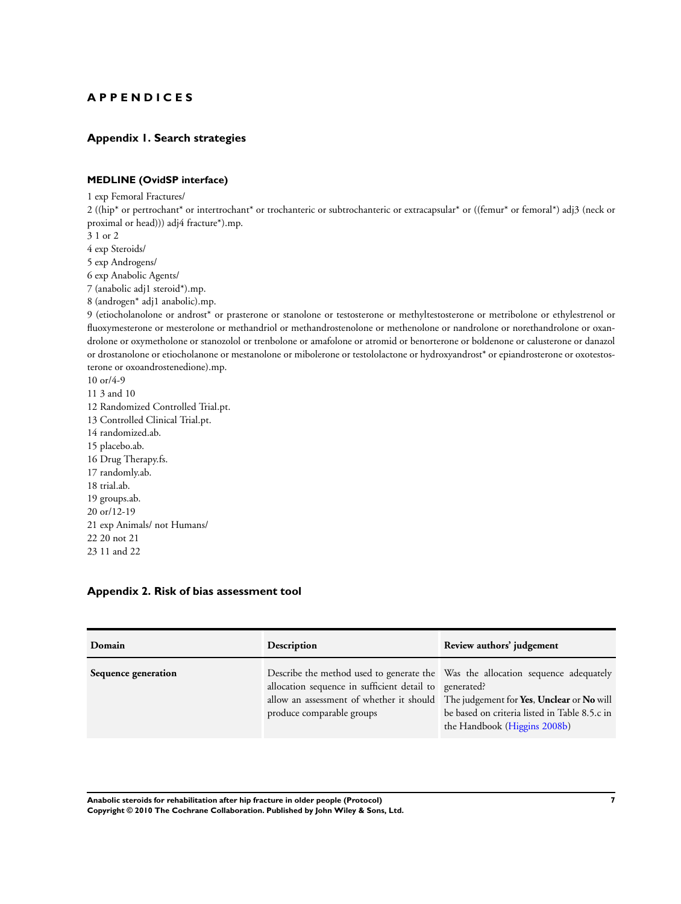# APPENDICES

## Appendix 1. Search strategies

### MEDLINE (OvidSP interface)

1 exp Femoral Fractures/
2 ((hip* or pertrochant* or intertrochant* or trochanteric or subtrochanteric or extracapsular* or ((femur* or femoral*) adj3 (neck or proximal or head))) adj4 fracture*).mp.
3 1 or 2
4 exp Steroids/
5 exp Androgens/
6 exp Anabolic Agents/
7 (anabolic adj1 steroid*).mp.
8 (androgen* adj1 anabolic).mp.
9 (etiocholanolone or androst* or prasterone or stanolone or testosterone or methyltestosterone or metribolone or ethylestrenol or fluoxymesterone or mesterolone or methandriol or methandrostenolone or methenolone or nandrolone or norethandrolone or oxandrolone or oxymetholone or stanozolol or trenbolone or amafolone or atromid or benorterone or boldenone or calusterone or danazol or drostanolone or etiocholanone or mestanolone or mibolerone or testololactone or hydroxyandrost* or epiandrosterone or oxotestosterone or oxoandrostenedione).mp.
10 or/4-9
11 3 and 10
12 Randomized Controlled Trial.pt.
13 Controlled Clinical Trial.pt.
14 randomized.ab.
15 placebo.ab.
16 Drug Therapy.fs.
17 randomly.ab.
18 trial.ab.
19 groups.ab.
20 or/12-19
21 exp Animals/ not Humans/
22 20 not 21
23 11 and 22

## Appendix 2. Risk of bias assessment tool

| Domain | Description | Review authors' judgement |
|---|---|---|
| **Sequence generation** | Describe the method used to generate the allocation sequence in sufficient detail to allow an assessment of whether it should produce comparable groups | Was the allocation sequence adequately generated? The judgement for **Yes**, **Unclear** or **No** will be based on criteria listed in Table 8.5.c in the Handbook (Higgins 2008b) |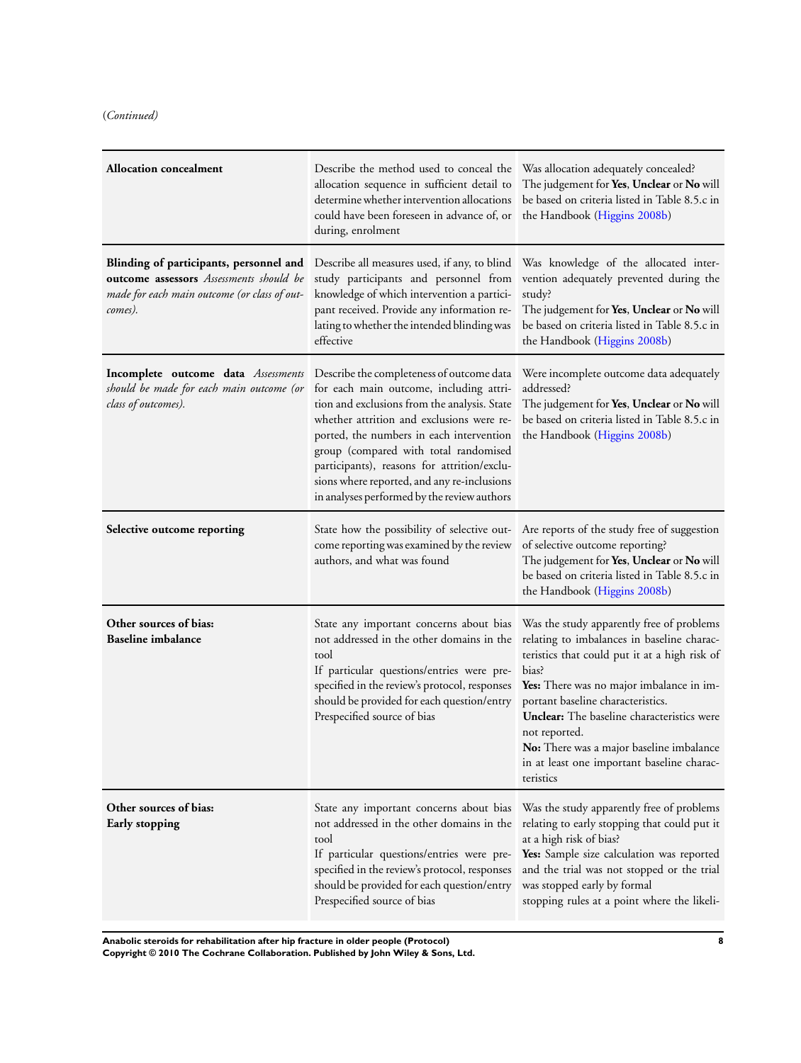(*Continued*)

| | | |
|---|---|---|
| **Allocation concealment** | Describe the method used to conceal the allocation sequence in sufficient detail to determine whether intervention allocations could have been foreseen in advance of, or during, enrolment | Was allocation adequately concealed? The judgement for **Yes**, **Unclear** or **No** will be based on criteria listed in Table 8.5.c in the Handbook (Higgins 2008b) |
| **Blinding of participants, personnel and outcome assessors** *Assessments should be made for each main outcome (or class of outcomes).* | Describe all measures used, if any, to blind study participants and personnel from knowledge of which intervention a participant received. Provide any information relating to whether the intended blinding was effective | Was knowledge of the allocated intervention adequately prevented during the study? The judgement for **Yes**, **Unclear** or **No** will be based on criteria listed in Table 8.5.c in the Handbook (Higgins 2008b) |
| **Incomplete outcome data** *Assessments should be made for each main outcome (or class of outcomes).* | Describe the completeness of outcome data for each main outcome, including attrition and exclusions from the analysis. State whether attrition and exclusions were reported, the numbers in each intervention group (compared with total randomised participants), reasons for attrition/exclusions where reported, and any re-inclusions in analyses performed by the review authors | Were incomplete outcome data adequately addressed? The judgement for **Yes**, **Unclear** or **No** will be based on criteria listed in Table 8.5.c in the Handbook (Higgins 2008b) |
| **Selective outcome reporting** | State how the possibility of selective outcome reporting was examined by the review authors, and what was found | Are reports of the study free of suggestion of selective outcome reporting? The judgement for **Yes**, **Unclear** or **No** will be based on criteria listed in Table 8.5.c in the Handbook (Higgins 2008b) |
| **Other sources of bias: Baseline imbalance** | State any important concerns about bias not addressed in the other domains in the tool<br>If particular questions/entries were prespecified in the review's protocol, responses should be provided for each question/entry<br>Prespecified source of bias | Was the study apparently free of problems relating to imbalances in baseline characteristics that could put it at a high risk of bias?<br>**Yes:** There was no major imbalance in important baseline characteristics.<br>**Unclear:** The baseline characteristics were not reported.<br>**No:** There was a major baseline imbalance in at least one important baseline characteristics |
| **Other sources of bias: Early stopping** | State any important concerns about bias not addressed in the other domains in the tool<br>If particular questions/entries were prespecified in the review's protocol, responses should be provided for each question/entry<br>Prespecified source of bias | Was the study apparently free of problems relating to early stopping that could put it at a high risk of bias?<br>**Yes:** Sample size calculation was reported and the trial was not stopped or the trial was stopped early by formal<br>stopping rules at a point where the likeli- |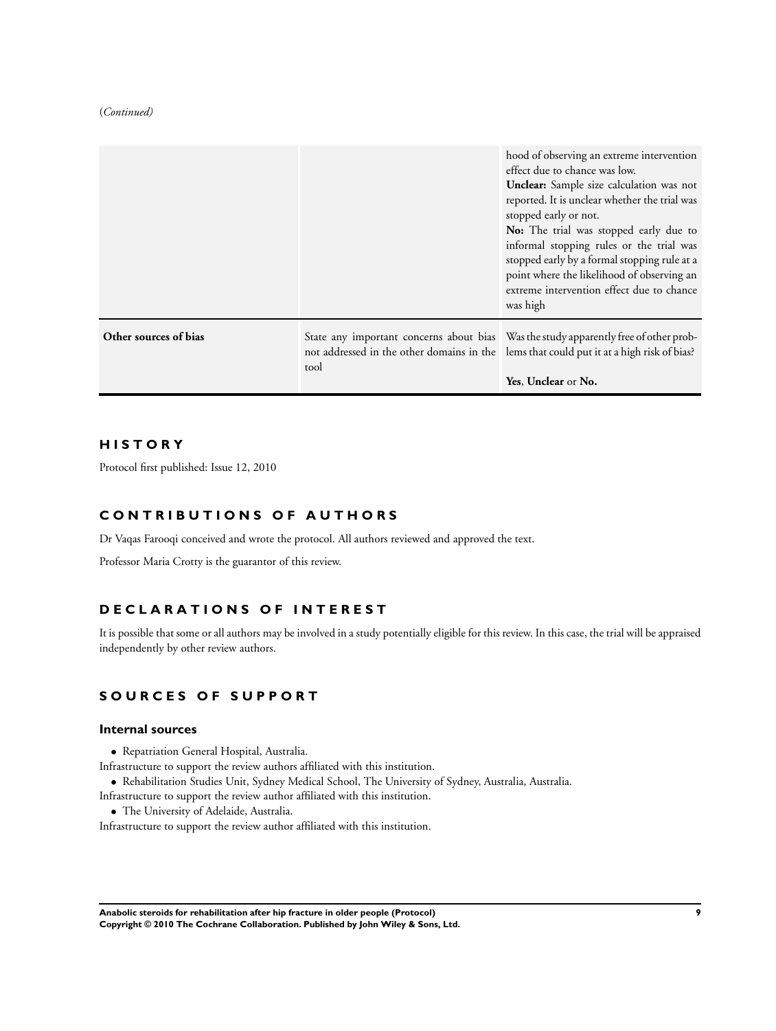(*Continued*)

| | | |
|---|---|---|
| | | hood of observing an extreme intervention effect due to chance was low. **Unclear:** Sample size calculation was not reported. It is unclear whether the trial was stopped early or not. **No:** The trial was stopped early due to informal stopping rules or the trial was stopped early by a formal stopping rule at a point where the likelihood of observing an extreme intervention effect due to chance was high |
| **Other sources of bias** | State any important concerns about bias not addressed in the other domains in the tool | Was the study apparently free of other problems that could put it at a high risk of bias? **Yes**, **Unclear** or **No.** |

# HISTORY

Protocol first published: Issue 12, 2010

# CONTRIBUTIONS OF AUTHORS

Dr Vaqas Farooqi conceived and wrote the protocol. All authors reviewed and approved the text.

Professor Maria Crotty is the guarantor of this review.

# DECLARATIONS OF INTEREST

It is possible that some or all authors may be involved in a study potentially eligible for this review. In this case, the trial will be appraised independently by other review authors.

# SOURCES OF SUPPORT

## Internal sources

- Repatriation General Hospital, Australia.

Infrastructure to support the review authors affiliated with this institution.

- Rehabilitation Studies Unit, Sydney Medical School, The University of Sydney, Australia, Australia.

Infrastructure to support the review author affiliated with this institution.

- The University of Adelaide, Australia.

Infrastructure to support the review author affiliated with this institution.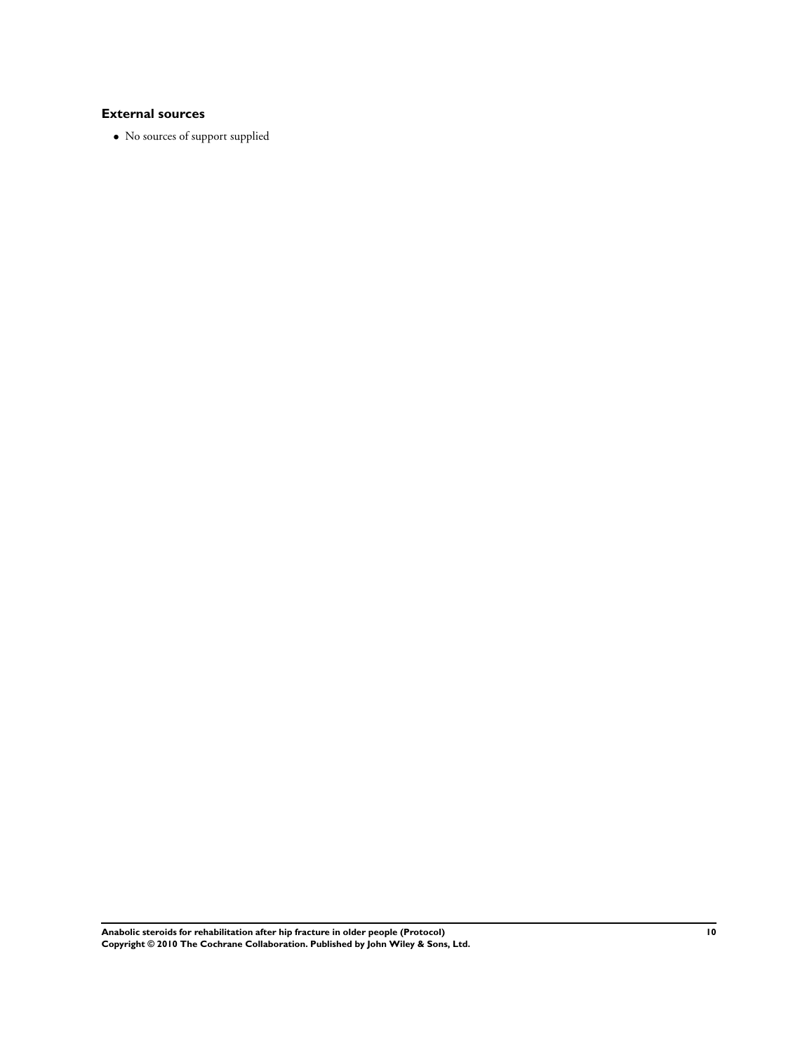### External sources

- No sources of support supplied